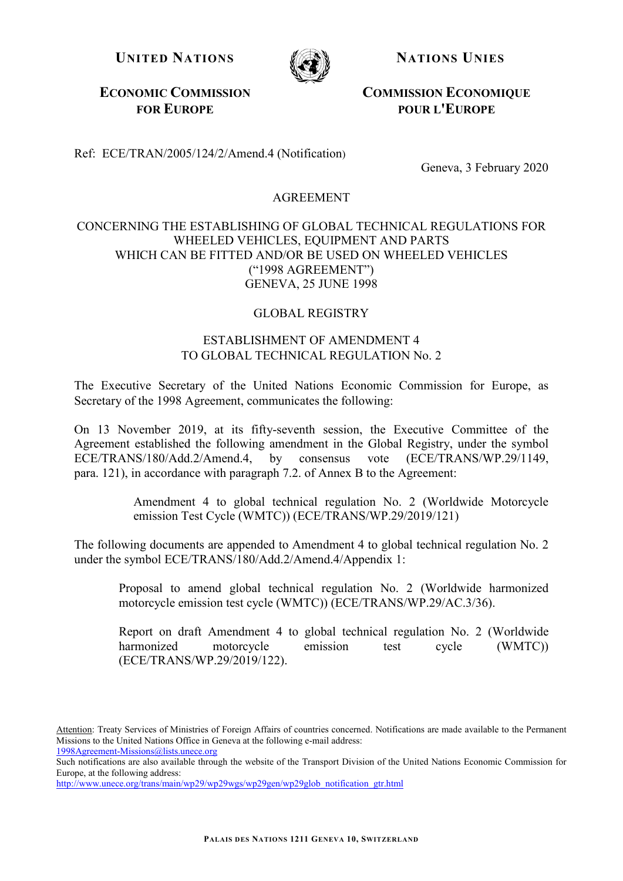**UNITED NATIONS** | **NATIONS UNIES**

**ECONOMIC COMMISSION FOR EUROPE** | **COMMISSION ECONOMIQUE POUR L'EUROPE**

Ref: ECE/TRAN/2005/124/2/Amend.4 (Notification)

Geneva, 3 February 2020

AGREEMENT

CONCERNING THE ESTABLISHING OF GLOBAL TECHNICAL REGULATIONS FOR WHEELED VEHICLES, EQUIPMENT AND PARTS WHICH CAN BE FITTED AND/OR BE USED ON WHEELED VEHICLES ("1998 AGREEMENT") GENEVA, 25 JUNE 1998

GLOBAL REGISTRY

ESTABLISHMENT OF AMENDMENT 4 TO GLOBAL TECHNICAL REGULATION No. 2

The Executive Secretary of the United Nations Economic Commission for Europe, as Secretary of the 1998 Agreement, communicates the following:

On 13 November 2019, at its fifty-seventh session, the Executive Committee of the Agreement established the following amendment in the Global Registry, under the symbol ECE/TRANS/180/Add.2/Amend.4, by consensus vote (ECE/TRANS/WP.29/1149, para. 121), in accordance with paragraph 7.2. of Annex B to the Agreement:

> Amendment 4 to global technical regulation No. 2 (Worldwide Motorcycle emission Test Cycle (WMTC)) (ECE/TRANS/WP.29/2019/121)

The following documents are appended to Amendment 4 to global technical regulation No. 2 under the symbol ECE/TRANS/180/Add.2/Amend.4/Appendix 1:

> Proposal to amend global technical regulation No. 2 (Worldwide harmonized motorcycle emission test cycle (WMTC)) (ECE/TRANS/WP.29/AC.3/36).
>
> Report on draft Amendment 4 to global technical regulation No. 2 (Worldwide harmonized motorcycle emission test cycle (WMTC)) (ECE/TRANS/WP.29/2019/122).

Attention: Treaty Services of Ministries of Foreign Affairs of countries concerned. Notifications are made available to the Permanent Missions to the United Nations Office in Geneva at the following e-mail address:
1998Agreement-Missions@lists.unece.org
Such notifications are also available through the website of the Transport Division of the United Nations Economic Commission for Europe, at the following address:
http://www.unece.org/trans/main/wp29/wp29wgs/wp29gen/wp29glob_notification_gtr.html

PALAIS DES NATIONS 1211 GENEVA 10, SWITZERLAND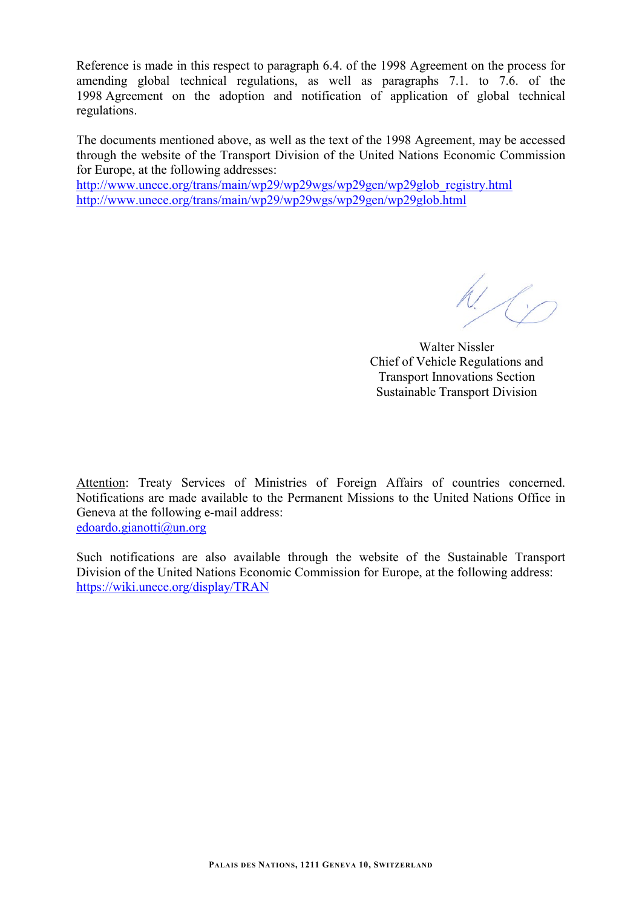Reference is made in this respect to paragraph 6.4. of the 1998 Agreement on the process for amending global technical regulations, as well as paragraphs 7.1. to 7.6. of the 1998 Agreement on the adoption and notification of application of global technical regulations.

The documents mentioned above, as well as the text of the 1998 Agreement, may be accessed through the website of the Transport Division of the United Nations Economic Commission for Europe, at the following addresses:
http://www.unece.org/trans/main/wp29/wp29wgs/wp29gen/wp29glob_registry.html
http://www.unece.org/trans/main/wp29/wp29wgs/wp29gen/wp29glob.html

Walter Nissler
Chief of Vehicle Regulations and
Transport Innovations Section
Sustainable Transport Division

Attention: Treaty Services of Ministries of Foreign Affairs of countries concerned. Notifications are made available to the Permanent Missions to the United Nations Office in Geneva at the following e-mail address:
edoardo.gianotti@un.org

Such notifications are also available through the website of the Sustainable Transport Division of the United Nations Economic Commission for Europe, at the following address:
https://wiki.unece.org/display/TRAN